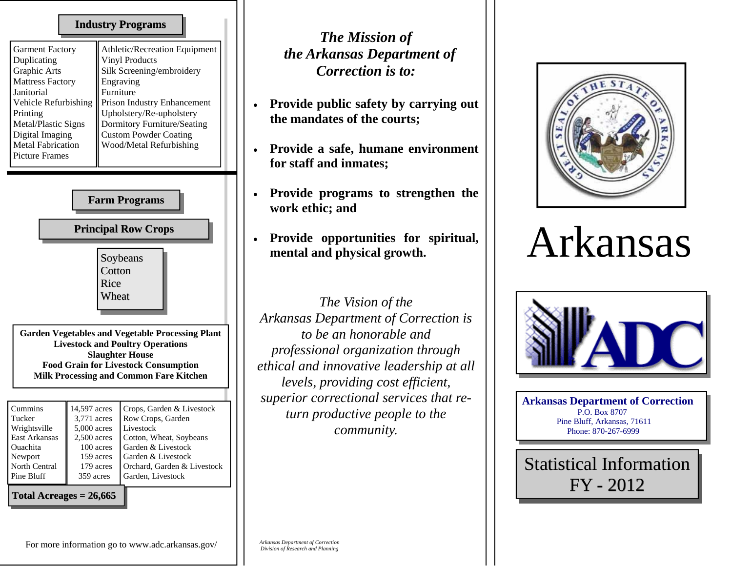## Industry Programs

| | |
|---|---|
| Garment Factory | Athletic/Recreation Equipment |
| Duplicating | Vinyl Products |
| Graphic Arts | Silk Screening/embroidery |
| Mattress Factory | Engraving |
| Janitorial | Furniture |
| Vehicle Refurbishing | Prison Industry Enhancement |
| Printing | Upholstery/Re-upholstery |
| Metal/Plastic Signs | Dormitory Furniture/Seating |
| Digital Imaging | Custom Powder Coating |
| Metal Fabrication | Wood/Metal Refurbishing |
| Picture Frames | |

## Farm Programs

### Principal Row Crops

Soybeans
Cotton
Rice
Wheat

**Garden Vegetables and Vegetable Processing Plant**
**Livestock and Poultry Operations**
**Slaughter House**
**Food Grain for Livestock Consumption**
**Milk Processing and Common Fare Kitchen**

| | | |
|---|---|---|
| Cummins | 14,597 acres | Crops, Garden & Livestock |
| Tucker | 3,771 acres | Row Crops, Garden |
| Wrightsville | 5,000 acres | Livestock |
| East Arkansas | 2,500 acres | Cotton, Wheat, Soybeans |
| Ouachita | 100 acres | Garden & Livestock |
| Newport | 159 acres | Garden & Livestock |
| North Central | 179 acres | Orchard, Garden & Livestock |
| Pine Bluff | 359 acres | Garden, Livestock |

**Total Acreages = 26,665**

For more information go to www.adc.arkansas.gov/

## *The Mission of the Arkansas Department of Correction is to:*

- **Provide public safety by carrying out the mandates of the courts;**
- **Provide a safe, humane environment for staff and inmates;**
- **Provide programs to strengthen the work ethic; and**
- **Provide opportunities for spiritual, mental and physical growth.**

*The Vision of the Arkansas Department of Correction is to be an honorable and professional organization through ethical and innovative leadership at all levels, providing cost efficient, superior correctional services that return productive people to the community.*

*Arkansas Department of Correction*
*Division of Research and Planning*

# Arkansas

ADC

**Arkansas Department of Correction**
P.O. Box 8707
Pine Bluff, Arkansas, 71611
Phone: 870-267-6999

## Statistical Information FY - 2012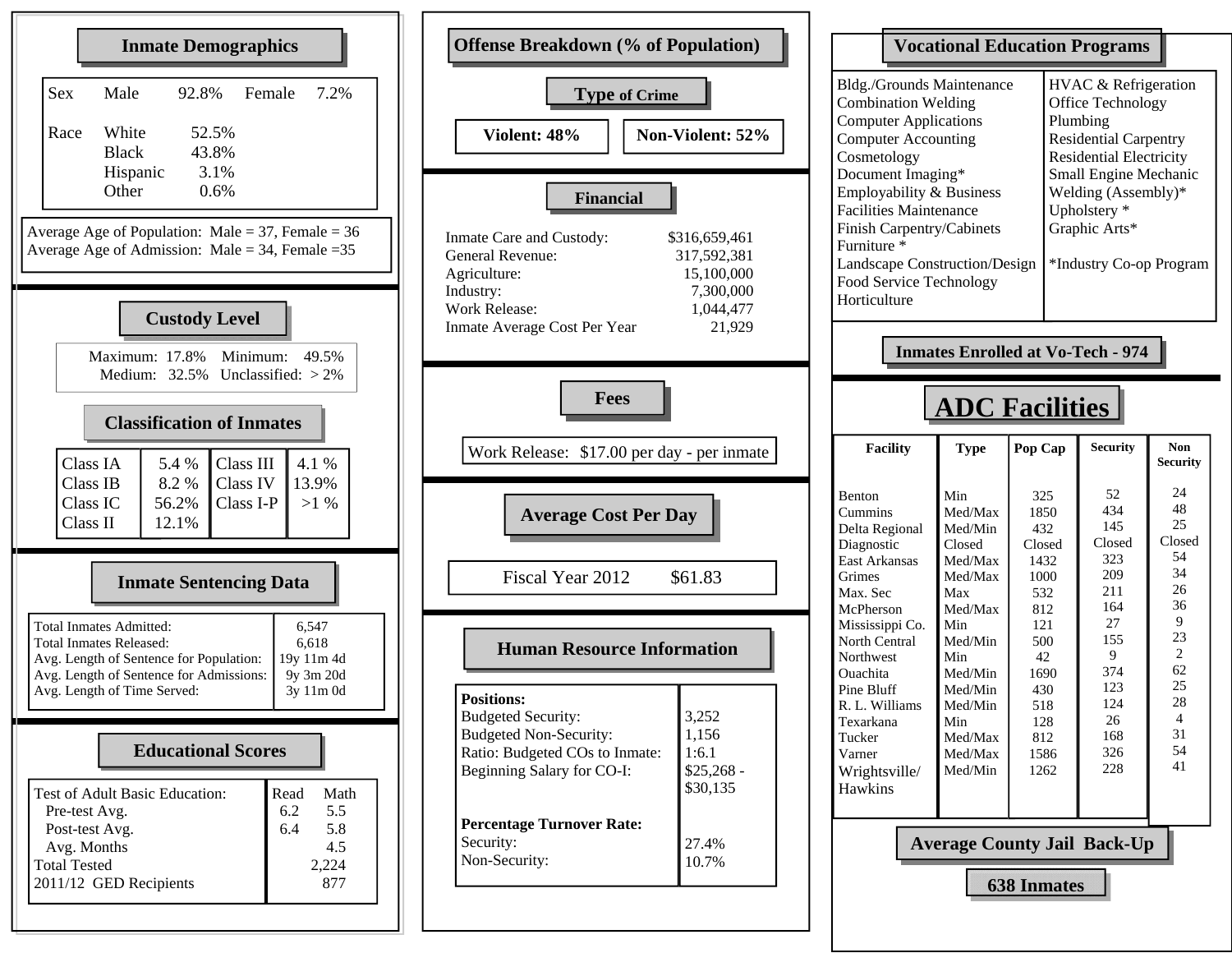## Inmate Demographics

| | | | | |
|---|---|---|---|---|
| Sex | Male | 92.8% | Female | 7.2% |
| Race | White | 52.5% | | |
| | Black | 43.8% | | |
| | Hispanic | 3.1% | | |
| | Other | 0.6% | | |

Average Age of Population: Male = 37, Female = 36
Average Age of Admission: Male = 34, Female =35

## Custody Level

| | | | |
|---|---|---|---|
| Maximum: | 17.8% | Minimum: | 49.5% |
| Medium: | 32.5% | Unclassified: | > 2% |

## Classification of Inmates

| | | | |
|---|---|---|---|
| Class IA | 5.4 % | Class III | 4.1 % |
| Class IB | 8.2 % | Class IV | 13.9% |
| Class IC | 56.2% | Class I-P | >1 % |
| Class II | 12.1% | | |

## Inmate Sentencing Data

| | |
|---|---|
| Total Inmates Admitted: | 6,547 |
| Total Inmates Released: | 6,618 |
| Avg. Length of Sentence for Population: | 19y 11m 4d |
| Avg. Length of Sentence for Admissions: | 9y 3m 20d |
| Avg. Length of Time Served: | 3y 11m 0d |

## Educational Scores

| Test of Adult Basic Education: | Read | Math |
|---|---|---|
| Pre-test Avg. | 6.2 | 5.5 |
| Post-test Avg. | 6.4 | 5.8 |
| Avg. Months | | 4.5 |
| Total Tested | | 2,224 |
| 2011/12 GED Recipients | | 877 |

## Offense Breakdown (% of Population)

### Type of Crime

**Violent: 48%** | **Non-Violent: 52%**

## Financial

| | |
|---|---|
| Inmate Care and Custody: | $316,659,461 |
| General Revenue: | 317,592,381 |
| Agriculture: | 15,100,000 |
| Industry: | 7,300,000 |
| Work Release: | 1,044,477 |
| Inmate Average Cost Per Year | 21,929 |

## Fees

Work Release: $17.00 per day - per inmate

## Average Cost Per Day

Fiscal Year 2012 $61.83

## Human Resource Information

| | |
|---|---|
| **Positions:** | |
| Budgeted Security: | 3,252 |
| Budgeted Non-Security: | 1,156 |
| Ratio: Budgeted COs to Inmate: | 1:6.1 |
| Beginning Salary for CO-I: | $25,268 - $30,135 |
| **Percentage Turnover Rate:** | |
| Security: | 27.4% |
| Non-Security: | 10.7% |

## Vocational Education Programs

| | |
|---|---|
| Bldg./Grounds Maintenance | HVAC & Refrigeration |
| Combination Welding | Office Technology |
| Computer Applications | Plumbing |
| Computer Accounting | Residential Carpentry |
| Cosmetology | Residential Electricity |
| Document Imaging* | Small Engine Mechanic |
| Employability & Business | Welding (Assembly)* |
| Facilities Maintenance | Upholstery * |
| Finish Carpentry/Cabinets | Graphic Arts* |
| Furniture * | |
| Landscape Construction/Design | *Industry Co-op Program |
| Food Service Technology | |
| Horticulture | |

**Inmates Enrolled at Vo-Tech - 974**

## ADC Facilities

| Facility | Type | Pop Cap | Security | Non Security |
|---|---|---|---|---|
| Benton | Min | 325 | 52 | 24 |
| Cummins | Med/Max | 1850 | 434 | 48 |
| Delta Regional | Med/Min | 432 | 145 | 25 |
| Diagnostic | Closed | Closed | Closed | Closed |
| East Arkansas | Med/Max | 1432 | 323 | 54 |
| Grimes | Med/Max | 1000 | 209 | 34 |
| Max. Sec | Max | 532 | 211 | 26 |
| McPherson | Med/Max | 812 | 164 | 36 |
| Mississippi Co. | Min | 121 | 27 | 9 |
| North Central | Med/Min | 500 | 155 | 23 |
| Northwest | Min | 42 | 9 | 2 |
| Ouachita | Med/Min | 1690 | 374 | 62 |
| Pine Bluff | Med/Min | 430 | 123 | 25 |
| R. L. Williams | Med/Min | 518 | 124 | 28 |
| Texarkana | Min | 128 | 26 | 4 |
| Tucker | Med/Max | 812 | 168 | 31 |
| Varner | Med/Max | 1586 | 326 | 54 |
| Wrightsville/ Hawkins | Med/Min | 1262 | 228 | 41 |

## Average County Jail Back-Up

**638 Inmates**